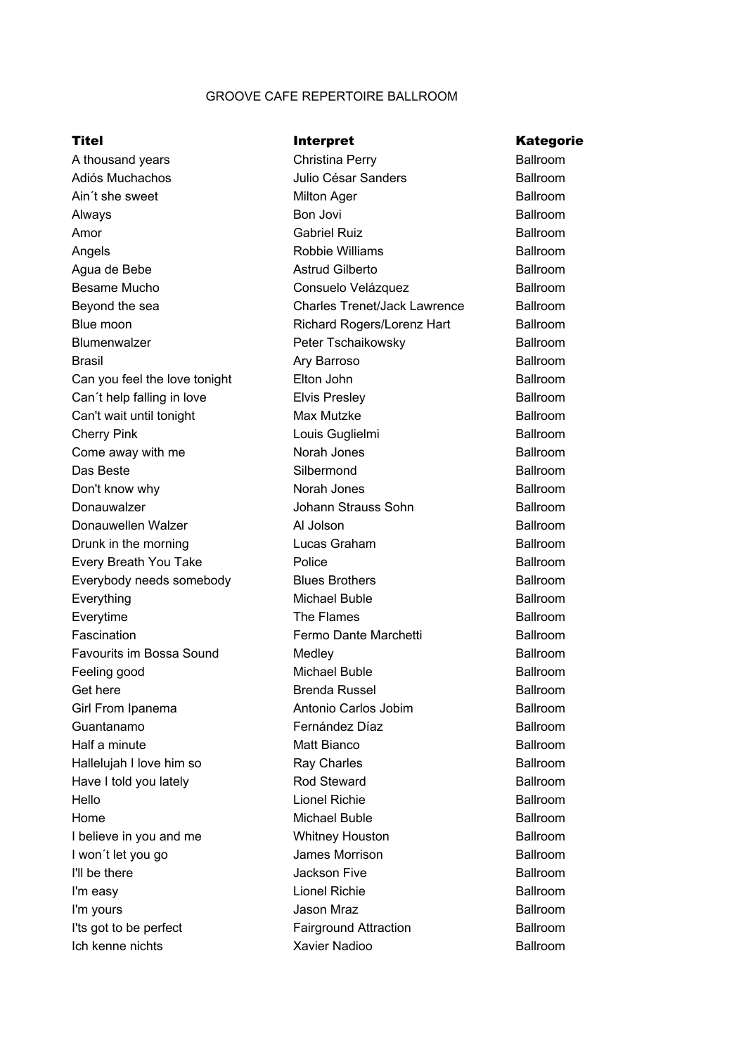GROOVE CAFE REPERTOIRE BALLROOM

| Titel | Interpret | Kategorie |
| --- | --- | --- |
| A thousand years | Christina Perry | Ballroom |
| Adiós Muchachos | Julio César Sanders | Ballroom |
| Ain´t she sweet | Milton Ager | Ballroom |
| Always | Bon Jovi | Ballroom |
| Amor | Gabriel Ruiz | Ballroom |
| Angels | Robbie Williams | Ballroom |
| Agua de Bebe | Astrud Gilberto | Ballroom |
| Besame Mucho | Consuelo Velázquez | Ballroom |
| Beyond the sea | Charles Trenet/Jack Lawrence | Ballroom |
| Blue moon | Richard Rogers/Lorenz Hart | Ballroom |
| Blumenwalzer | Peter Tschaikowsky | Ballroom |
| Brasil | Ary Barroso | Ballroom |
| Can you feel the love tonight | Elton John | Ballroom |
| Can´t help falling in love | Elvis Presley | Ballroom |
| Can't wait until tonight | Max Mutzke | Ballroom |
| Cherry Pink | Louis Guglielmi | Ballroom |
| Come away with me | Norah Jones | Ballroom |
| Das Beste | Silbermond | Ballroom |
| Don't know why | Norah Jones | Ballroom |
| Donauwalzer | Johann Strauss Sohn | Ballroom |
| Donauwellen Walzer | Al Jolson | Ballroom |
| Drunk in the morning | Lucas Graham | Ballroom |
| Every Breath You Take | Police | Ballroom |
| Everybody needs somebody | Blues Brothers | Ballroom |
| Everything | Michael Buble | Ballroom |
| Everytime | The Flames | Ballroom |
| Fascination | Fermo Dante Marchetti | Ballroom |
| Favourits im Bossa Sound | Medley | Ballroom |
| Feeling good | Michael Buble | Ballroom |
| Get here | Brenda Russel | Ballroom |
| Girl From Ipanema | Antonio Carlos Jobim | Ballroom |
| Guantanamo | Fernández Díaz | Ballroom |
| Half a minute | Matt Bianco | Ballroom |
| Hallelujah I love him so | Ray Charles | Ballroom |
| Have I told you lately | Rod Steward | Ballroom |
| Hello | Lionel Richie | Ballroom |
| Home | Michael Buble | Ballroom |
| I believe in you and me | Whitney Houston | Ballroom |
| I won´t let you go | James Morrison | Ballroom |
| I'll be there | Jackson Five | Ballroom |
| I'm easy | Lionel Richie | Ballroom |
| I'm yours | Jason Mraz | Ballroom |
| I'ts got to be perfect | Fairground Attraction | Ballroom |
| Ich kenne nichts | Xavier Nadioo | Ballroom |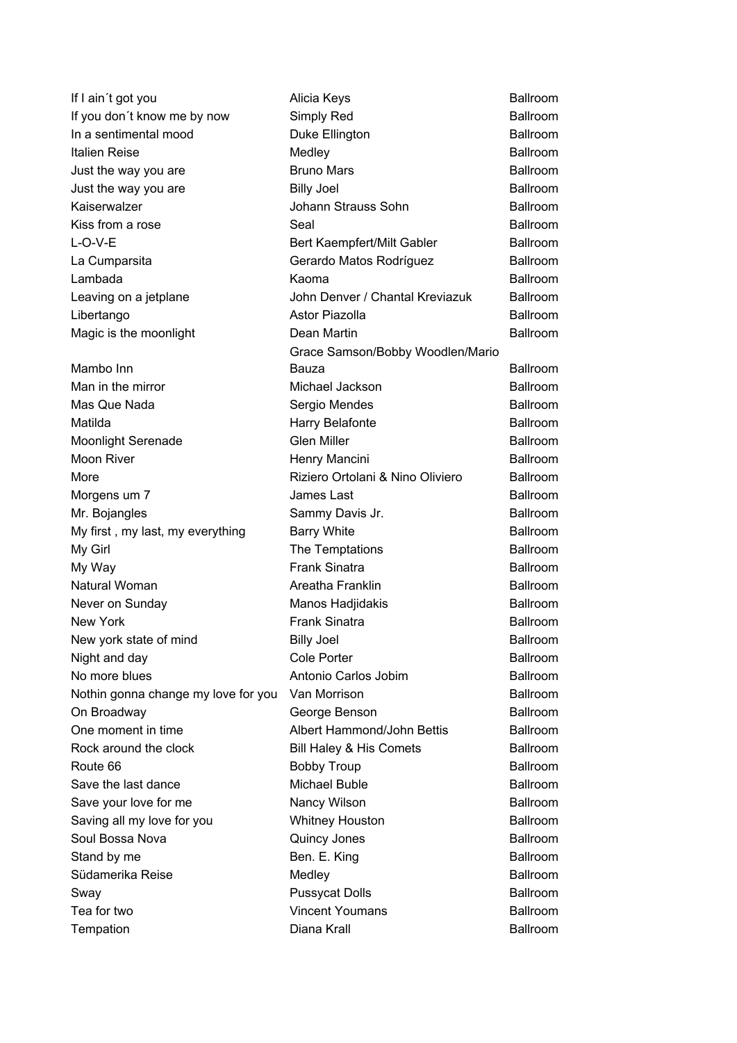| | | |
|---|---|---|
| If I ain´t got you | Alicia Keys | Ballroom |
| If you don´t know me by now | Simply Red | Ballroom |
| In a sentimental mood | Duke Ellington | Ballroom |
| Italien Reise | Medley | Ballroom |
| Just the way you are | Bruno Mars | Ballroom |
| Just the way you are | Billy Joel | Ballroom |
| Kaiserwalzer | Johann Strauss Sohn | Ballroom |
| Kiss from a rose | Seal | Ballroom |
| L-O-V-E | Bert Kaempfert/Milt Gabler | Ballroom |
| La Cumparsita | Gerardo Matos Rodríguez | Ballroom |
| Lambada | Kaoma | Ballroom |
| Leaving on a jetplane | John Denver / Chantal Kreviazuk | Ballroom |
| Libertango | Astor Piazolla | Ballroom |
| Magic is the moonlight | Dean Martin | Ballroom |
| Mambo Inn | Grace Samson/Bobby Woodlen/Mario Bauza | Ballroom |
| Man in the mirror | Michael Jackson | Ballroom |
| Mas Que Nada | Sergio Mendes | Ballroom |
| Matilda | Harry Belafonte | Ballroom |
| Moonlight Serenade | Glen Miller | Ballroom |
| Moon River | Henry Mancini | Ballroom |
| More | Riziero Ortolani & Nino Oliviero | Ballroom |
| Morgens um 7 | James Last | Ballroom |
| Mr. Bojangles | Sammy Davis Jr. | Ballroom |
| My first , my last, my everything | Barry White | Ballroom |
| My Girl | The Temptations | Ballroom |
| My Way | Frank Sinatra | Ballroom |
| Natural Woman | Areatha Franklin | Ballroom |
| Never on Sunday | Manos Hadjidakis | Ballroom |
| New York | Frank Sinatra | Ballroom |
| New york state of mind | Billy Joel | Ballroom |
| Night and day | Cole Porter | Ballroom |
| No more blues | Antonio Carlos Jobim | Ballroom |
| Nothin gonna change my love for you | Van Morrison | Ballroom |
| On Broadway | George Benson | Ballroom |
| One moment in time | Albert Hammond/John Bettis | Ballroom |
| Rock around the clock | Bill Haley & His Comets | Ballroom |
| Route 66 | Bobby Troup | Ballroom |
| Save the last dance | Michael Buble | Ballroom |
| Save your love for me | Nancy Wilson | Ballroom |
| Saving all my love for you | Whitney Houston | Ballroom |
| Soul Bossa Nova | Quincy Jones | Ballroom |
| Stand by me | Ben. E. King | Ballroom |
| Südamerika Reise | Medley | Ballroom |
| Sway | Pussycat Dolls | Ballroom |
| Tea for two | Vincent Youmans | Ballroom |
| Tempation | Diana Krall | Ballroom |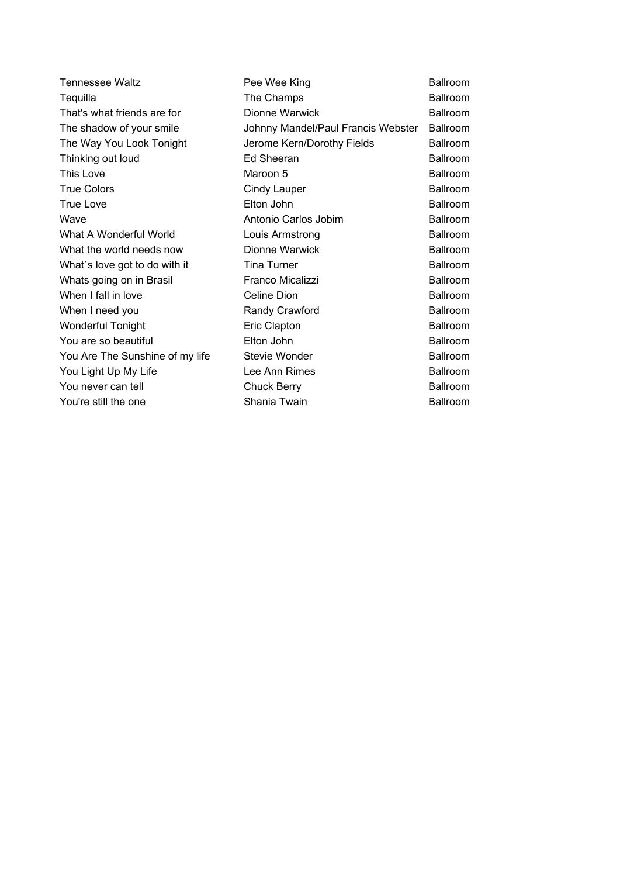| | | |
|---|---|---|
| Tennessee Waltz | Pee Wee King | Ballroom |
| Tequilla | The Champs | Ballroom |
| That's what friends are for | Dionne Warwick | Ballroom |
| The shadow of your smile | Johnny Mandel/Paul Francis Webster | Ballroom |
| The Way You Look Tonight | Jerome Kern/Dorothy Fields | Ballroom |
| Thinking out loud | Ed Sheeran | Ballroom |
| This Love | Maroon 5 | Ballroom |
| True Colors | Cindy Lauper | Ballroom |
| True Love | Elton John | Ballroom |
| Wave | Antonio Carlos Jobim | Ballroom |
| What A Wonderful World | Louis Armstrong | Ballroom |
| What the world needs now | Dionne Warwick | Ballroom |
| What´s love got to do with it | Tina Turner | Ballroom |
| Whats going on in Brasil | Franco Micalizzi | Ballroom |
| When I fall in love | Celine Dion | Ballroom |
| When I need you | Randy Crawford | Ballroom |
| Wonderful Tonight | Eric Clapton | Ballroom |
| You are so beautiful | Elton John | Ballroom |
| You Are The Sunshine of my life | Stevie Wonder | Ballroom |
| You Light Up My Life | Lee Ann Rimes | Ballroom |
| You never can tell | Chuck Berry | Ballroom |
| You're still the one | Shania Twain | Ballroom |